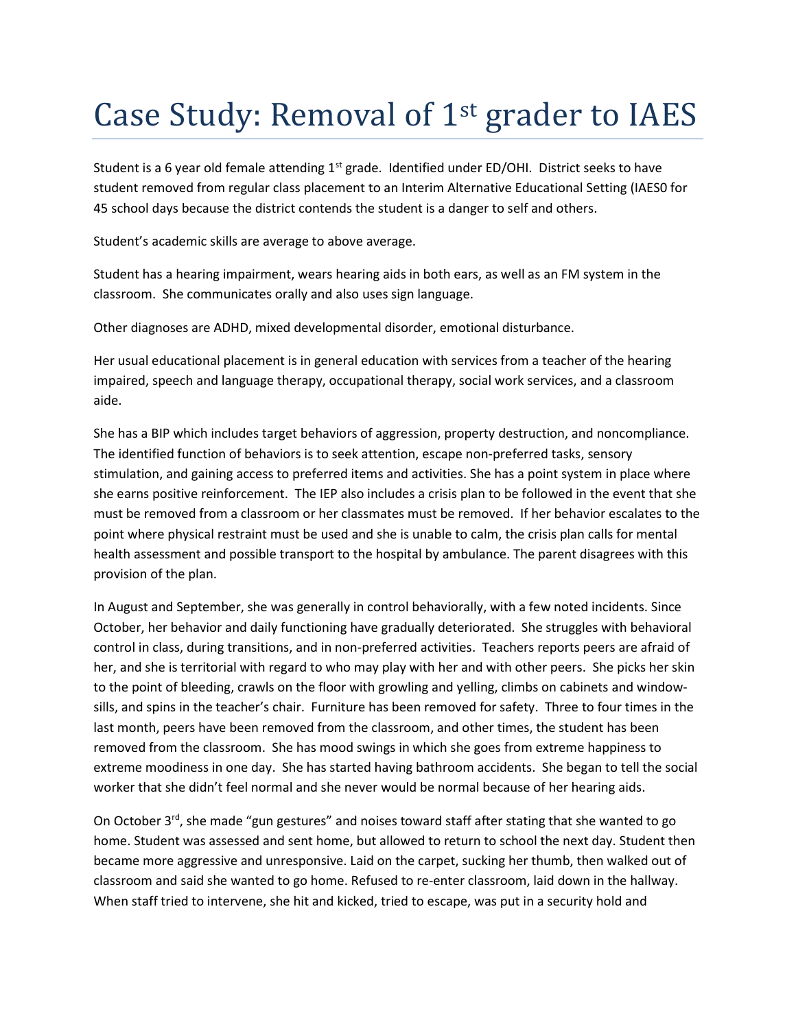# Case Study: Removal of 1st grader to IAES

Student is a 6 year old female attending 1st grade. Identified under ED/OHI. District seeks to have student removed from regular class placement to an Interim Alternative Educational Setting (IAES0 for 45 school days because the district contends the student is a danger to self and others.

Student's academic skills are average to above average.

Student has a hearing impairment, wears hearing aids in both ears, as well as an FM system in the classroom. She communicates orally and also uses sign language.

Other diagnoses are ADHD, mixed developmental disorder, emotional disturbance.

Her usual educational placement is in general education with services from a teacher of the hearing impaired, speech and language therapy, occupational therapy, social work services, and a classroom aide.

She has a BIP which includes target behaviors of aggression, property destruction, and noncompliance. The identified function of behaviors is to seek attention, escape non-preferred tasks, sensory stimulation, and gaining access to preferred items and activities. She has a point system in place where she earns positive reinforcement. The IEP also includes a crisis plan to be followed in the event that she must be removed from a classroom or her classmates must be removed. If her behavior escalates to the point where physical restraint must be used and she is unable to calm, the crisis plan calls for mental health assessment and possible transport to the hospital by ambulance. The parent disagrees with this provision of the plan.

In August and September, she was generally in control behaviorally, with a few noted incidents. Since October, her behavior and daily functioning have gradually deteriorated. She struggles with behavioral control in class, during transitions, and in non-preferred activities. Teachers reports peers are afraid of her, and she is territorial with regard to who may play with her and with other peers. She picks her skin to the point of bleeding, crawls on the floor with growling and yelling, climbs on cabinets and window-sills, and spins in the teacher's chair. Furniture has been removed for safety. Three to four times in the last month, peers have been removed from the classroom, and other times, the student has been removed from the classroom. She has mood swings in which she goes from extreme happiness to extreme moodiness in one day. She has started having bathroom accidents. She began to tell the social worker that she didn't feel normal and she never would be normal because of her hearing aids.

On October 3rd, she made "gun gestures" and noises toward staff after stating that she wanted to go home. Student was assessed and sent home, but allowed to return to school the next day. Student then became more aggressive and unresponsive. Laid on the carpet, sucking her thumb, then walked out of classroom and said she wanted to go home. Refused to re-enter classroom, laid down in the hallway. When staff tried to intervene, she hit and kicked, tried to escape, was put in a security hold and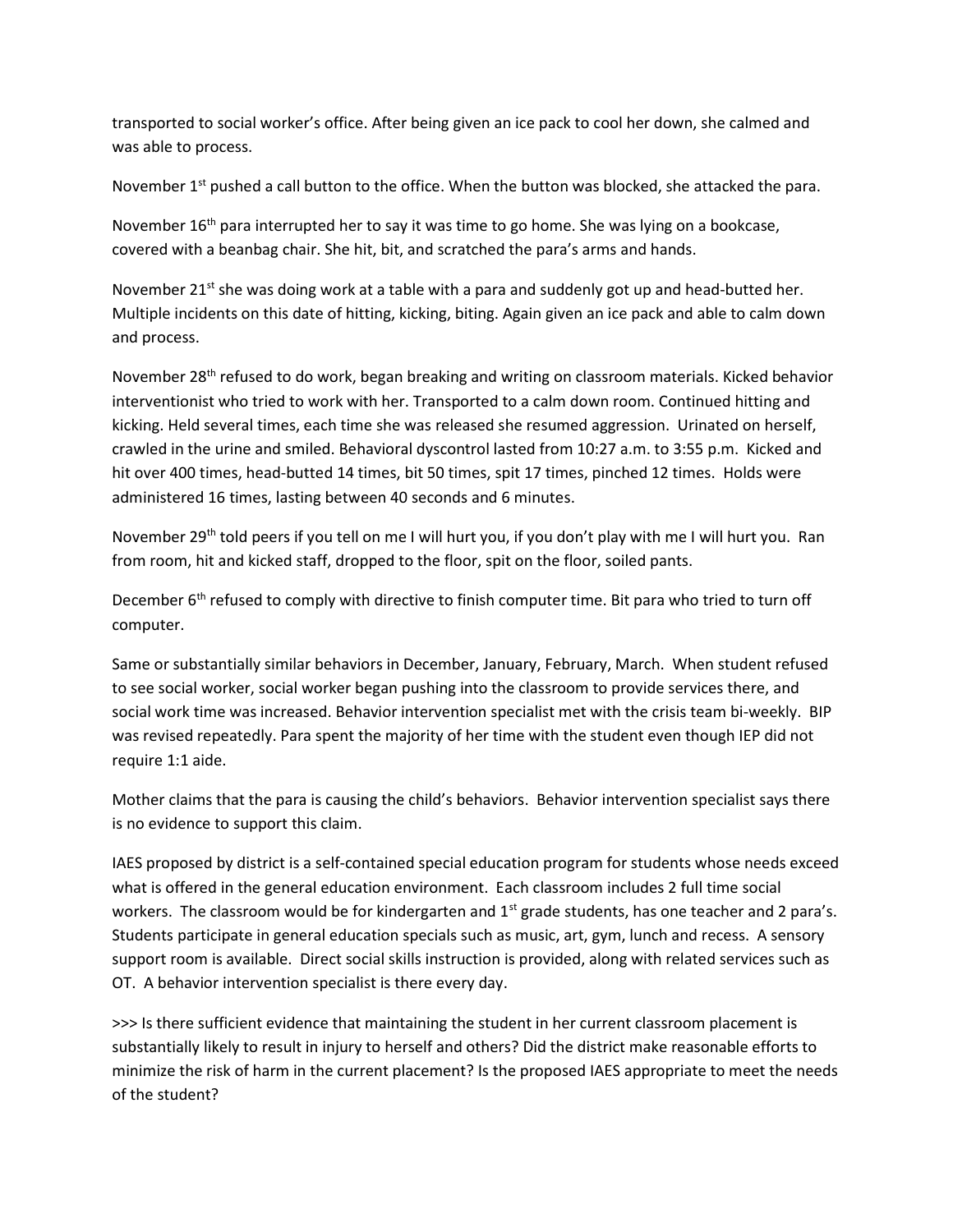transported to social worker's office. After being given an ice pack to cool her down, she calmed and was able to process.

November 1st pushed a call button to the office. When the button was blocked, she attacked the para.

November 16th para interrupted her to say it was time to go home. She was lying on a bookcase, covered with a beanbag chair. She hit, bit, and scratched the para's arms and hands.

November 21st she was doing work at a table with a para and suddenly got up and head-butted her. Multiple incidents on this date of hitting, kicking, biting. Again given an ice pack and able to calm down and process.

November 28th refused to do work, began breaking and writing on classroom materials. Kicked behavior interventionist who tried to work with her. Transported to a calm down room. Continued hitting and kicking. Held several times, each time she was released she resumed aggression. Urinated on herself, crawled in the urine and smiled. Behavioral dyscontrol lasted from 10:27 a.m. to 3:55 p.m. Kicked and hit over 400 times, head-butted 14 times, bit 50 times, spit 17 times, pinched 12 times. Holds were administered 16 times, lasting between 40 seconds and 6 minutes.

November 29th told peers if you tell on me I will hurt you, if you don't play with me I will hurt you. Ran from room, hit and kicked staff, dropped to the floor, spit on the floor, soiled pants.

December 6th refused to comply with directive to finish computer time. Bit para who tried to turn off computer.

Same or substantially similar behaviors in December, January, February, March. When student refused to see social worker, social worker began pushing into the classroom to provide services there, and social work time was increased. Behavior intervention specialist met with the crisis team bi-weekly. BIP was revised repeatedly. Para spent the majority of her time with the student even though IEP did not require 1:1 aide.

Mother claims that the para is causing the child's behaviors. Behavior intervention specialist says there is no evidence to support this claim.

IAES proposed by district is a self-contained special education program for students whose needs exceed what is offered in the general education environment. Each classroom includes 2 full time social workers. The classroom would be for kindergarten and 1st grade students, has one teacher and 2 para's. Students participate in general education specials such as music, art, gym, lunch and recess. A sensory support room is available. Direct social skills instruction is provided, along with related services such as OT. A behavior intervention specialist is there every day.

>>> Is there sufficient evidence that maintaining the student in her current classroom placement is substantially likely to result in injury to herself and others? Did the district make reasonable efforts to minimize the risk of harm in the current placement? Is the proposed IAES appropriate to meet the needs of the student?